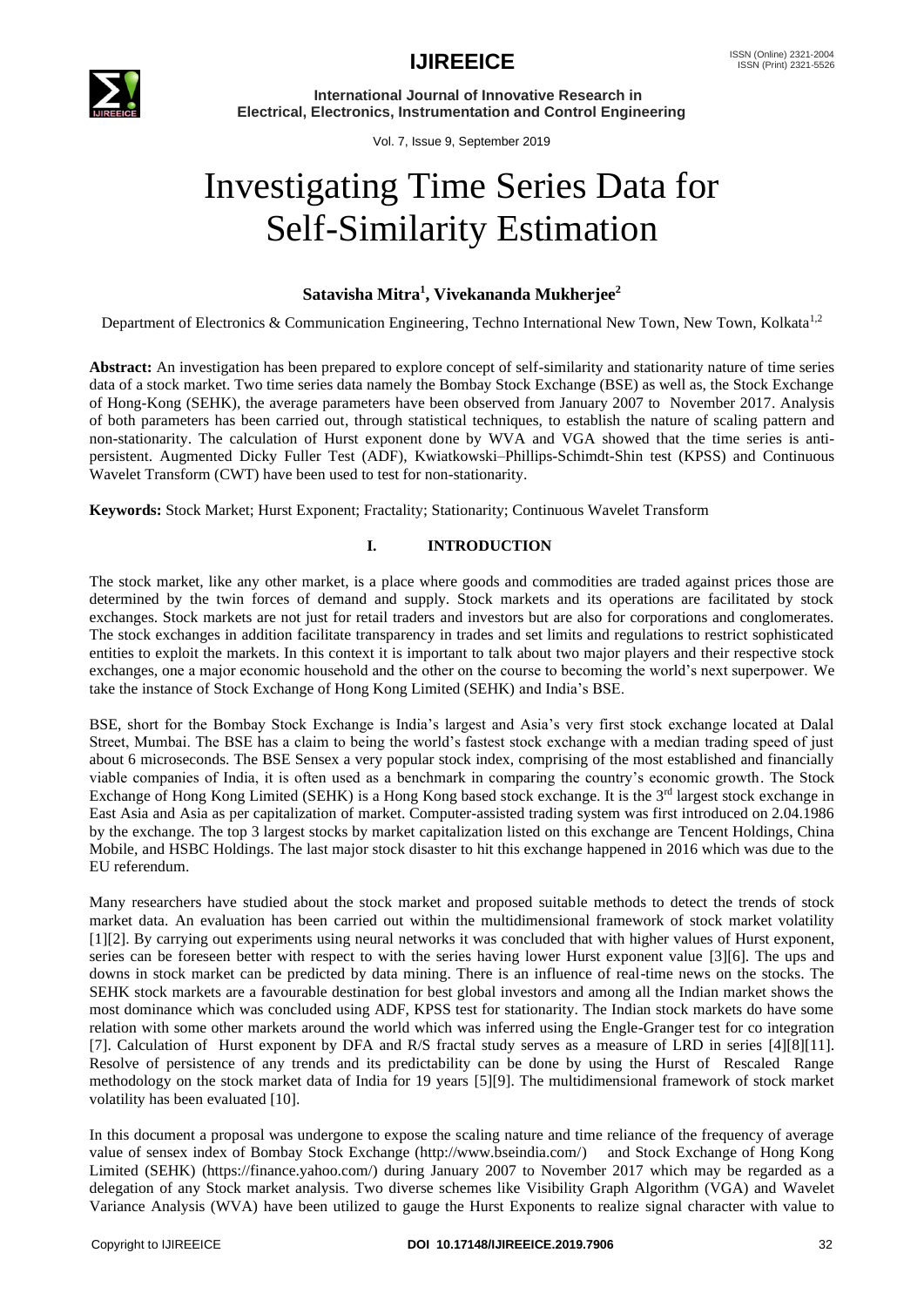# Investigating Time Series Data for Self-Similarity Estimation

**Satavisha Mitra[1], Vivekananda Mukherjee[2]**

Department of Electronics & Communication Engineering, Techno International New Town, New Town, Kolkata[1,2]

**Abstract:** An investigation has been prepared to explore concept of self-similarity and stationarity nature of time series data of a stock market. Two time series data namely the Bombay Stock Exchange (BSE) as well as, the Stock Exchange of Hong-Kong (SEHK), the average parameters have been observed from January 2007 to November 2017. Analysis of both parameters has been carried out, through statistical techniques, to establish the nature of scaling pattern and non-stationarity. The calculation of Hurst exponent done by WVA and VGA showed that the time series is anti-persistent. Augmented Dicky Fuller Test (ADF), Kwiatkowski–Phillips-Schimdt-Shin test (KPSS) and Continuous Wavelet Transform (CWT) have been used to test for non-stationarity.

**Keywords:** Stock Market; Hurst Exponent; Fractality; Stationarity; Continuous Wavelet Transform

## I. INTRODUCTION

The stock market, like any other market, is a place where goods and commodities are traded against prices those are determined by the twin forces of demand and supply. Stock markets and its operations are facilitated by stock exchanges. Stock markets are not just for retail traders and investors but are also for corporations and conglomerates. The stock exchanges in addition facilitate transparency in trades and set limits and regulations to restrict sophisticated entities to exploit the markets. In this context it is important to talk about two major players and their respective stock exchanges, one a major economic household and the other on the course to becoming the world's next superpower. We take the instance of Stock Exchange of Hong Kong Limited (SEHK) and India's BSE.

BSE, short for the Bombay Stock Exchange is India's largest and Asia's very first stock exchange located at Dalal Street, Mumbai. The BSE has a claim to being the world's fastest stock exchange with a median trading speed of just about 6 microseconds. The BSE Sensex a very popular stock index, comprising of the most established and financially viable companies of India, it is often used as a benchmark in comparing the country's economic growth. The Stock Exchange of Hong Kong Limited (SEHK) is a Hong Kong based stock exchange. It is the 3rd largest stock exchange in East Asia and Asia as per capitalization of market. Computer-assisted trading system was first introduced on 2.04.1986 by the exchange. The top 3 largest stocks by market capitalization listed on this exchange are Tencent Holdings, China Mobile, and HSBC Holdings. The last major stock disaster to hit this exchange happened in 2016 which was due to the EU referendum.

Many researchers have studied about the stock market and proposed suitable methods to detect the trends of stock market data. An evaluation has been carried out within the multidimensional framework of stock market volatility [1][2]. By carrying out experiments using neural networks it was concluded that with higher values of Hurst exponent, series can be foreseen better with respect to with the series having lower Hurst exponent value [3][6]. The ups and downs in stock market can be predicted by data mining. There is an influence of real-time news on the stocks. The SEHK stock markets are a favourable destination for best global investors and among all the Indian market shows the most dominance which was concluded using ADF, KPSS test for stationarity. The Indian stock markets do have some relation with some other markets around the world which was inferred using the Engle-Granger test for co integration [7]. Calculation of Hurst exponent by DFA and R/S fractal study serves as a measure of LRD in series [4][8][11]. Resolve of persistence of any trends and its predictability can be done by using the Hurst of Rescaled Range methodology on the stock market data of India for 19 years [5][9]. The multidimensional framework of stock market volatility has been evaluated [10].

In this document a proposal was undergone to expose the scaling nature and time reliance of the frequency of average value of sensex index of Bombay Stock Exchange (http://www.bseindia.com/) and Stock Exchange of Hong Kong Limited (SEHK) (https://finance.yahoo.com/) during January 2007 to November 2017 which may be regarded as a delegation of any Stock market analysis. Two diverse schemes like Visibility Graph Algorithm (VGA) and Wavelet Variance Analysis (WVA) have been utilized to gauge the Hurst Exponents to realize signal character with value to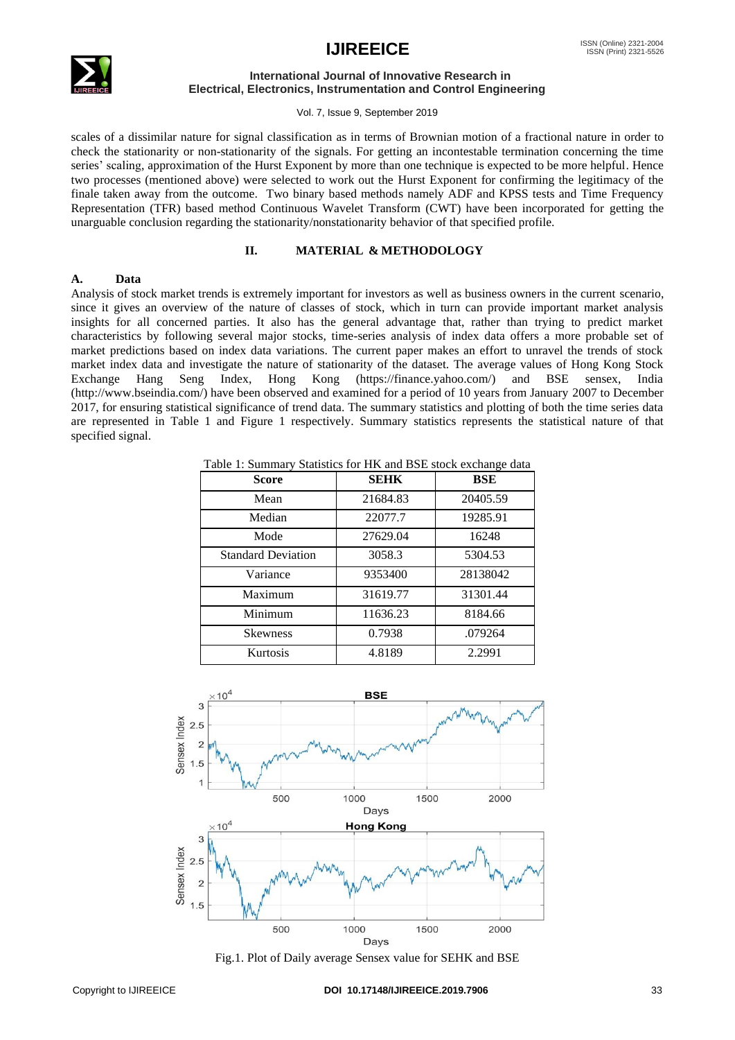scales of a dissimilar nature for signal classification as in terms of Brownian motion of a fractional nature in order to check the stationarity or non-stationarity of the signals. For getting an incontestable termination concerning the time series' scaling, approximation of the Hurst Exponent by more than one technique is expected to be more helpful. Hence two processes (mentioned above) were selected to work out the Hurst Exponent for confirming the legitimacy of the finale taken away from the outcome. Two binary based methods namely ADF and KPSS tests and Time Frequency Representation (TFR) based method Continuous Wavelet Transform (CWT) have been incorporated for getting the unarguable conclusion regarding the stationarity/nonstationarity behavior of that specified profile.

## II. MATERIAL & METHODOLOGY

### A. Data

Analysis of stock market trends is extremely important for investors as well as business owners in the current scenario, since it gives an overview of the nature of classes of stock, which in turn can provide important market analysis insights for all concerned parties. It also has the general advantage that, rather than trying to predict market characteristics by following several major stocks, time-series analysis of index data offers a more probable set of market predictions based on index data variations. The current paper makes an effort to unravel the trends of stock market index data and investigate the nature of stationarity of the dataset. The average values of Hong Kong Stock Exchange Hang Seng Index, Hong Kong (https://finance.yahoo.com/) and BSE sensex, India (http://www.bseindia.com/) have been observed and examined for a period of 10 years from January 2007 to December 2017, for ensuring statistical significance of trend data. The summary statistics and plotting of both the time series data are represented in Table 1 and Figure 1 respectively. Summary statistics represents the statistical nature of that specified signal.

Table 1: Summary Statistics for HK and BSE stock exchange data

| Score | SEHK | BSE |
|---|---|---|
| Mean | 21684.83 | 20405.59 |
| Median | 22077.7 | 19285.91 |
| Mode | 27629.04 | 16248 |
| Standard Deviation | 3058.3 | 5304.53 |
| Variance | 9353400 | 28138042 |
| Maximum | 31619.77 | 31301.44 |
| Minimum | 11636.23 | 8184.66 |
| Skewness | 0.7938 | .079264 |
| Kurtosis | 4.8189 | 2.2991 |

Fig.1. Plot of Daily average Sensex value for SEHK and BSE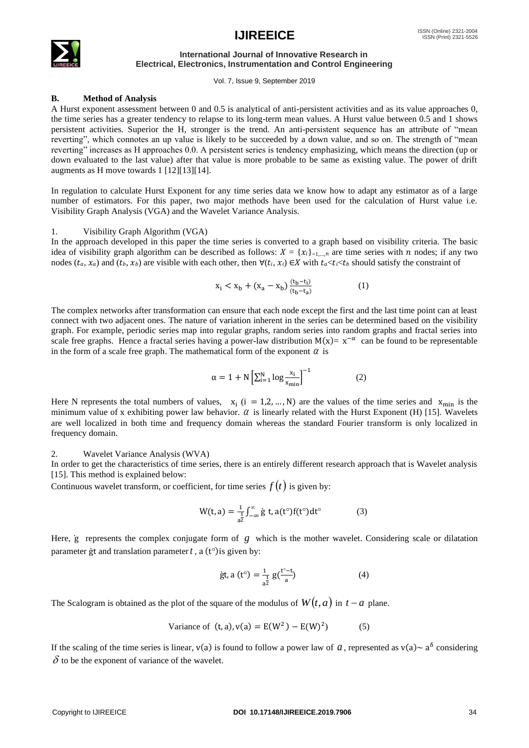### B. Method of Analysis

A Hurst exponent assessment between 0 and 0.5 is analytical of anti-persistent activities and as its value approaches 0, the time series has a greater tendency to relapse to its long-term mean values. A Hurst value between 0.5 and 1 shows persistent activities. Superior the H, stronger is the trend. An anti-persistent sequence has an attribute of "mean reverting", which connotes an up value is likely to be succeeded by a down value, and so on. The strength of "mean reverting" increases as H approaches 0.0. A persistent series is tendency emphasizing, which means the direction (up or down evaluated to the last value) after that value is more probable to be same as existing value. The power of drift augments as H move towards 1 [12][13][14].

In regulation to calculate Hurst Exponent for any time series data we know how to adapt any estimator as of a large number of estimators. For this paper, two major methods have been used for the calculation of Hurst value i.e. Visibility Graph Analysis (VGA) and the Wavelet Variance Analysis.

1. Visibility Graph Algorithm (VGA)

In the approach developed in this paper the time series is converted to a graph based on visibility criteria. The basic idea of visibility graph algorithm can be described as follows: $X = \{x_i\}_{=1,\ldots,n}$ are time series with $n$ nodes; if any two nodes $(t_a, x_a)$ and $(t_b, x_b)$ are visible with each other, then $\forall(t_i, x_i) \in X$ with $t_a < t_i < t_b$ should satisfy the constraint of

$$x_i < x_b + (x_a - x_b)\frac{(t_b - t_i)}{(t_b - t_a)} \qquad (1)$$

The complex networks after transformation can ensure that each node except the first and the last time point can at least connect with two adjacent ones. The nature of variation inherent in the series can be determined based on the visibility graph. For example, periodic series map into regular graphs, random series into random graphs and fractal series into scale free graphs. Hence a fractal series having a power-law distribution $M(x) = x^{-\alpha}$ can be found to be representable in the form of a scale free graph. The mathematical form of the exponent $\alpha$ is

$$\alpha = 1 + N\left[\sum_{i=1}^{N} \log \frac{x_i}{x_{min}}\right]^{-1} \qquad (2)$$

Here N represents the total numbers of values, $x_i$ $(i = 1, 2, \ldots, N)$ are the values of the time series and $x_{min}$ is the minimum value of x exhibiting power law behavior. $\alpha$ is linearly related with the Hurst Exponent (H) [15]. Wavelets are well localized in both time and frequency domain whereas the standard Fourier transform is only localized in frequency domain.

2. Wavelet Variance Analysis (WVA)

In order to get the characteristics of time series, there is an entirely different research approach that is Wavelet analysis [15]. This method is explained below:

Continuous wavelet transform, or coefficient, for time series $f(t)$ is given by:

$$W(t, a) = \frac{1}{a^{\frac{1}{2}}}\int_{-\infty}^{\infty} \dot{g}\ t, a(t^{\circ}) f(t^{\circ}) dt^{\circ} \qquad (3)$$

Here, $\dot{g}$ represents the complex conjugate form of $g$ which is the mother wavelet. Considering scale or dilatation parameter $\dot{g}t$ and translation parameter $t$, a $(t^{\circ})$ is given by:

$$\dot{g}t, a\ (t^{\circ}) = \frac{1}{a^{\frac{1}{2}}}\, g\left(\frac{t^{\circ} - t}{a}\right) \qquad (4)$$

The Scalogram is obtained as the plot of the square of the modulus of $W(t, a)$ in $t - a$ plane.

$$\text{Variance of } (t, a), v(a) = E(W^2) - E(W)^2) \qquad (5)$$

If the scaling of the time series is linear, $v(a)$ is found to follow a power law of $a$, represented as $v(a) \sim a^{\delta}$ considering $\delta$ to be the exponent of variance of the wavelet.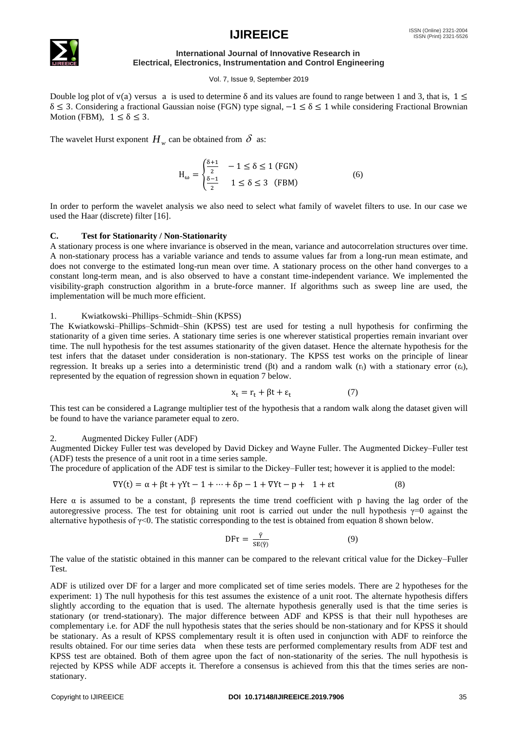Double log plot of v(a) versus a is used to determine δ and its values are found to range between 1 and 3, that is, $1 \leq \delta \leq 3$. Considering a fractional Gaussian noise (FGN) type signal, $-1 \leq \delta \leq 1$ while considering Fractional Brownian Motion (FBM), $1 \leq \delta \leq 3$.

The wavelet Hurst exponent $H_w$ can be obtained from $\delta$ as:

$$H_\omega = \begin{cases} \frac{\delta+1}{2} & -1 \leq \delta \leq 1 \text{ (FGN)} \\ \frac{\delta-1}{2} & 1 \leq \delta \leq 3 \text{ (FBM)} \end{cases} \tag{6}$$

In order to perform the wavelet analysis we also need to select what family of wavelet filters to use. In our case we used the Haar (discrete) filter [16].

### C. Test for Stationarity / Non-Stationarity

A stationary process is one where invariance is observed in the mean, variance and autocorrelation structures over time. A non-stationary process has a variable variance and tends to assume values far from a long-run mean estimate, and does not converge to the estimated long-run mean over time. A stationary process on the other hand converges to a constant long-term mean, and is also observed to have a constant time-independent variance. We implemented the visibility-graph construction algorithm in a brute-force manner. If algorithms such as sweep line are used, the implementation will be much more efficient.

1. Kwiatkowski–Phillips–Schmidt–Shin (KPSS)

The Kwiatkowski–Phillips–Schmidt–Shin (KPSS) test are used for testing a null hypothesis for confirming the stationarity of a given time series. A stationary time series is one wherever statistical properties remain invariant over time. The null hypothesis for the test assumes stationarity of the given dataset. Hence the alternate hypothesis for the test infers that the dataset under consideration is non-stationary. The KPSS test works on the principle of linear regression. It breaks up a series into a deterministic trend ($\beta t$) and a random walk ($r_t$) with a stationary error ($\varepsilon_t$), represented by the equation of regression shown in equation 7 below.

$$x_t = r_t + \beta t + \varepsilon_t \tag{7}$$

This test can be considered a Lagrange multiplier test of the hypothesis that a random walk along the dataset given will be found to have the variance parameter equal to zero.

2. Augmented Dickey Fuller (ADF)

Augmented Dickey Fuller test was developed by David Dickey and Wayne Fuller. The Augmented Dickey–Fuller test (ADF) tests the presence of a unit root in a time series sample.

The procedure of application of the ADF test is similar to the Dickey–Fuller test; however it is applied to the model:

$$\nabla Y(t) = \alpha + \beta t + \gamma Yt - 1 + \cdots + \delta p - 1 + \nabla Yt - p + \quad 1 + \varepsilon t \tag{8}$$

Here α is assumed to be a constant, β represents the time trend coefficient with p having the lag order of the autoregressive process. The test for obtaining unit root is carried out under the null hypothesis $\gamma=0$ against the alternative hypothesis of $\gamma<0$. The statistic corresponding to the test is obtained from equation 8 shown below.

$$DF\tau = \frac{\hat{\gamma}}{SE(\hat{\gamma})} \tag{9}$$

The value of the statistic obtained in this manner can be compared to the relevant critical value for the Dickey–Fuller Test.

ADF is utilized over DF for a larger and more complicated set of time series models. There are 2 hypotheses for the experiment: 1) The null hypothesis for this test assumes the existence of a unit root. The alternate hypothesis differs slightly according to the equation that is used. The alternate hypothesis generally used is that the time series is stationary (or trend-stationary). The major difference between ADF and KPSS is that their null hypotheses are complementary i.e. for ADF the null hypothesis states that the series should be non-stationary and for KPSS it should be stationary. As a result of KPSS complementary result it is often used in conjunction with ADF to reinforce the results obtained. For our time series data when these tests are performed complementary results from ADF test and KPSS test are obtained. Both of them agree upon the fact of non-stationarity of the series. The null hypothesis is rejected by KPSS while ADF accepts it. Therefore a consensus is achieved from this that the times series are non-stationary.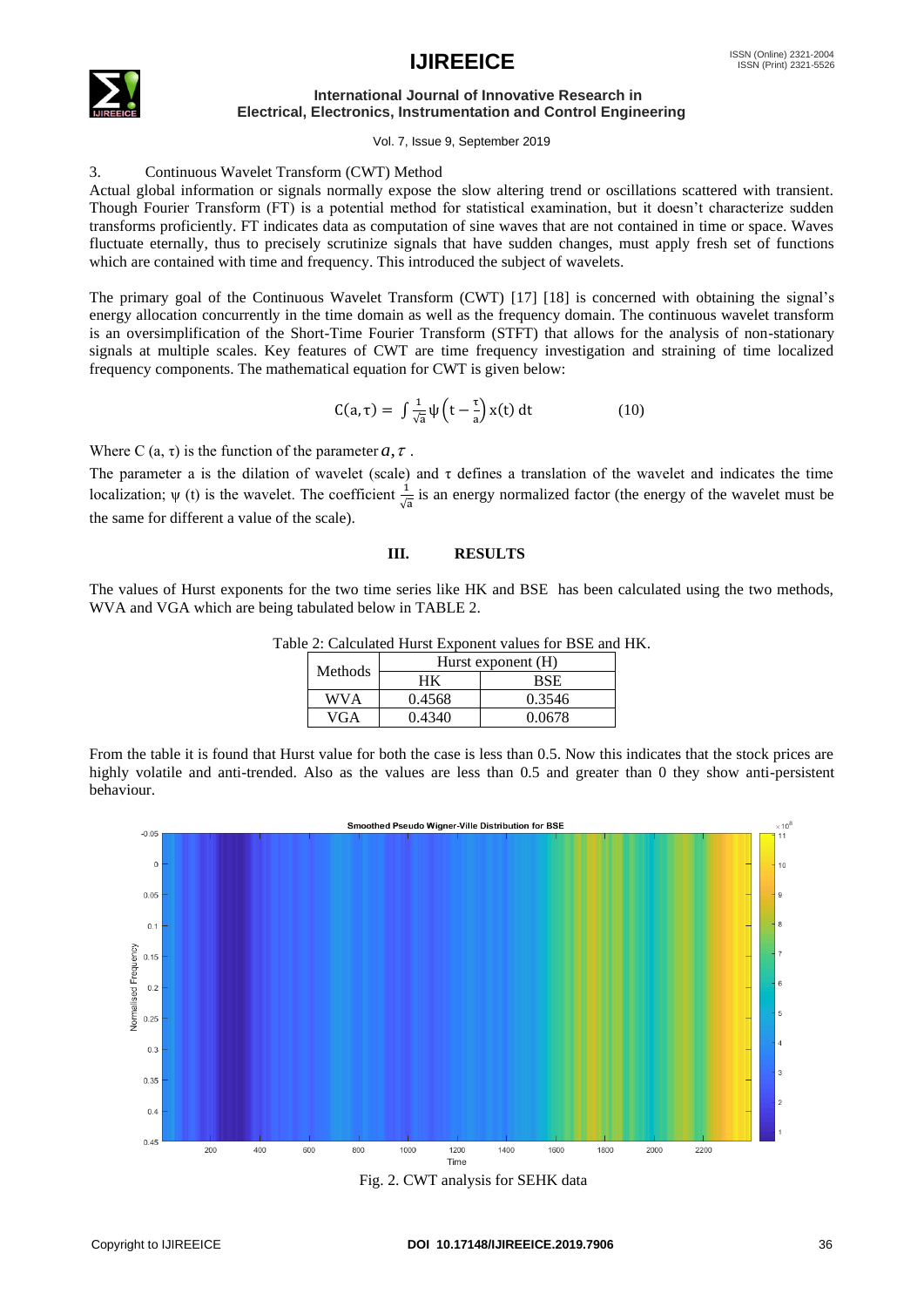3. Continuous Wavelet Transform (CWT) Method

Actual global information or signals normally expose the slow altering trend or oscillations scattered with transient. Though Fourier Transform (FT) is a potential method for statistical examination, but it doesn't characterize sudden transforms proficiently. FT indicates data as computation of sine waves that are not contained in time or space. Waves fluctuate eternally, thus to precisely scrutinize signals that have sudden changes, must apply fresh set of functions which are contained with time and frequency. This introduced the subject of wavelets.

The primary goal of the Continuous Wavelet Transform (CWT) [17] [18] is concerned with obtaining the signal's energy allocation concurrently in the time domain as well as the frequency domain. The continuous wavelet transform is an oversimplification of the Short-Time Fourier Transform (STFT) that allows for the analysis of non-stationary signals at multiple scales. Key features of CWT are time frequency investigation and straining of time localized frequency components. The mathematical equation for CWT is given below:

$$C(a,\tau) = \int \frac{1}{\sqrt{a}} \psi\left(t - \frac{\tau}{a}\right) x(t)\, dt \qquad (10)$$

Where C $(a, \tau)$ is the function of the parameter $a, \tau$ .

The parameter a is the dilation of wavelet (scale) and $\tau$ defines a translation of the wavelet and indicates the time localization; $\psi$ (t) is the wavelet. The coefficient $\frac{1}{\sqrt{a}}$ is an energy normalized factor (the energy of the wavelet must be the same for different a value of the scale).

## III. RESULTS

The values of Hurst exponents for the two time series like HK and BSE has been calculated using the two methods, WVA and VGA which are being tabulated below in TABLE 2.

Table 2: Calculated Hurst Exponent values for BSE and HK.

| Methods | Hurst exponent (H) | |
|---|---|---|
| | HK | BSE |
| WVA | 0.4568 | 0.3546 |
| VGA | 0.4340 | 0.0678 |

From the table it is found that Hurst value for both the case is less than 0.5. Now this indicates that the stock prices are highly volatile and anti-trended. Also as the values are less than 0.5 and greater than 0 they show anti-persistent behaviour.

Fig. 2. CWT analysis for SEHK data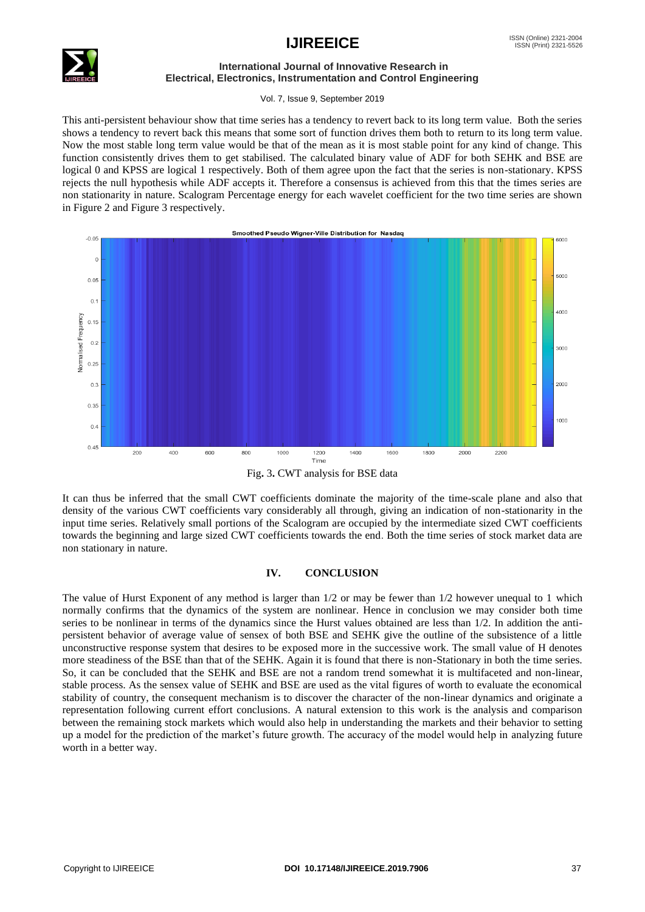This anti-persistent behaviour show that time series has a tendency to revert back to its long term value. Both the series shows a tendency to revert back this means that some sort of function drives them both to return to its long term value. Now the most stable long term value would be that of the mean as it is most stable point for any kind of change. This function consistently drives them to get stabilised. The calculated binary value of ADF for both SEHK and BSE are logical 0 and KPSS are logical 1 respectively. Both of them agree upon the fact that the series is non-stationary. KPSS rejects the null hypothesis while ADF accepts it. Therefore a consensus is achieved from this that the times series are non stationarity in nature. Scalogram Percentage energy for each wavelet coefficient for the two time series are shown in Figure 2 and Figure 3 respectively.

Fig. 3. CWT analysis for BSE data

It can thus be inferred that the small CWT coefficients dominate the majority of the time-scale plane and also that density of the various CWT coefficients vary considerably all through, giving an indication of non-stationarity in the input time series. Relatively small portions of the Scalogram are occupied by the intermediate sized CWT coefficients towards the beginning and large sized CWT coefficients towards the end. Both the time series of stock market data are non stationary in nature.

## IV. CONCLUSION

The value of Hurst Exponent of any method is larger than 1/2 or may be fewer than 1/2 however unequal to 1 which normally confirms that the dynamics of the system are nonlinear. Hence in conclusion we may consider both time series to be nonlinear in terms of the dynamics since the Hurst values obtained are less than 1/2. In addition the anti-persistent behavior of average value of sensex of both BSE and SEHK give the outline of the subsistence of a little unconstructive response system that desires to be exposed more in the successive work. The small value of H denotes more steadiness of the BSE than that of the SEHK. Again it is found that there is non-Stationary in both the time series. So, it can be concluded that the SEHK and BSE are not a random trend somewhat it is multifaceted and non-linear, stable process. As the sensex value of SEHK and BSE are used as the vital figures of worth to evaluate the economical stability of country, the consequent mechanism is to discover the character of the non-linear dynamics and originate a representation following current effort conclusions. A natural extension to this work is the analysis and comparison between the remaining stock markets which would also help in understanding the markets and their behavior to setting up a model for the prediction of the market's future growth. The accuracy of the model would help in analyzing future worth in a better way.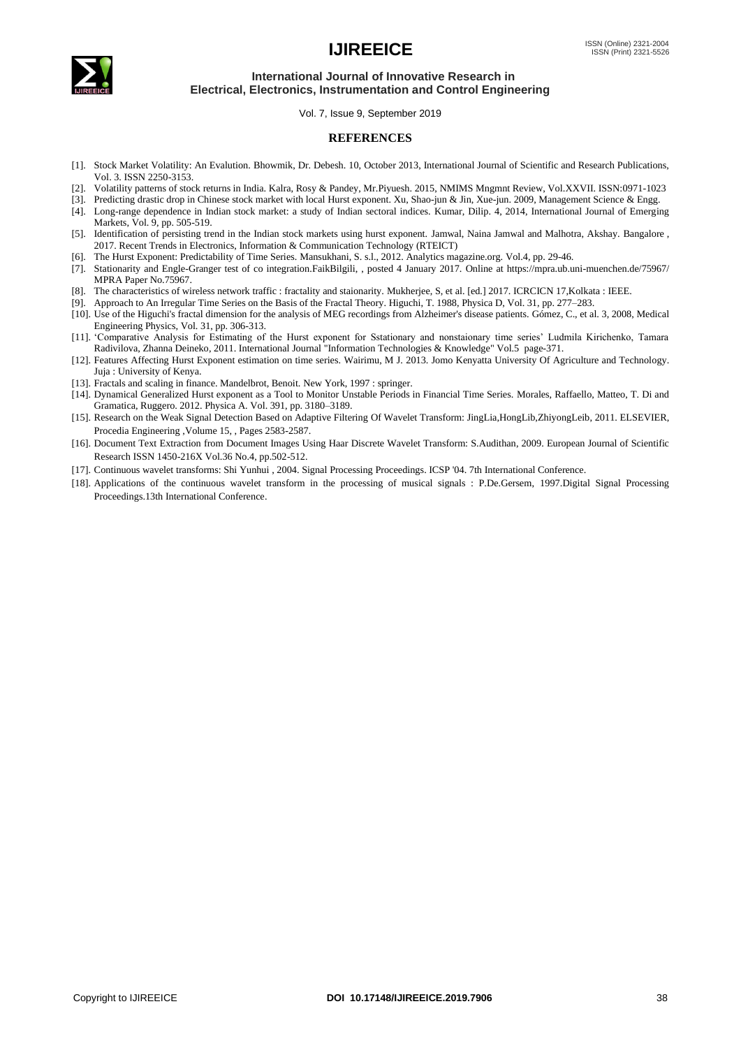## REFERENCES

[1]. Stock Market Volatility: An Evalution. Bhowmik, Dr. Debesh. 10, October 2013, International Journal of Scientific and Research Publications, Vol. 3. ISSN 2250-3153.

[2]. Volatility patterns of stock returns in India. Kalra, Rosy & Pandey, Mr.Piyuesh. 2015, NMIMS Mngmnt Review, Vol.XXVII. ISSN:0971-1023

[3]. Predicting drastic drop in Chinese stock market with local Hurst exponent. Xu, Shao-jun & Jin, Xue-jun. 2009, Management Science & Engg.

[4]. Long-range dependence in Indian stock market: a study of Indian sectoral indices. Kumar, Dilip. 4, 2014, International Journal of Emerging Markets, Vol. 9, pp. 505-519.

[5]. Identification of persisting trend in the Indian stock markets using hurst exponent. Jamwal, Naina Jamwal and Malhotra, Akshay. Bangalore , 2017. Recent Trends in Electronics, Information & Communication Technology (RTEICT)

[6]. The Hurst Exponent: Predictability of Time Series. Mansukhani, S. s.l., 2012. Analytics magazine.org. Vol.4, pp. 29-46.

[7]. Stationarity and Engle-Granger test of co integration.FaikBilgili, , posted 4 January 2017. Online at https://mpra.ub.uni-muenchen.de/75967/ MPRA Paper No.75967.

[8]. The characteristics of wireless network traffic : fractality and staionarity. Mukherjee, S, et al. [ed.] 2017. ICRCICN 17,Kolkata : IEEE.

[9]. Approach to An Irregular Time Series on the Basis of the Fractal Theory. Higuchi, T. 1988, Physica D, Vol. 31, pp. 277–283.

[10]. Use of the Higuchi's fractal dimension for the analysis of MEG recordings from Alzheimer's disease patients. Gómez, C., et al. 3, 2008, Medical Engineering Physics, Vol. 31, pp. 306-313.

[11]. 'Comparative Analysis for Estimating of the Hurst exponent for Sstationary and nonstaionary time series' Ludmila Kirichenko, Tamara Radivilova, Zhanna Deineko, 2011. International Journal "Information Technologies & Knowledge" Vol.5 page-371.

[12]. Features Affecting Hurst Exponent estimation on time series. Wairimu, M J. 2013. Jomo Kenyatta University Of Agriculture and Technology. Juja : University of Kenya.

[13]. Fractals and scaling in finance. Mandelbrot, Benoit. New York, 1997 : springer.

[14]. Dynamical Generalized Hurst exponent as a Tool to Monitor Unstable Periods in Financial Time Series. Morales, Raffaello, Matteo, T. Di and Gramatica, Ruggero. 2012. Physica A. Vol. 391, pp. 3180–3189.

[15]. Research on the Weak Signal Detection Based on Adaptive Filtering Of Wavelet Transform: JingLia,HongLib,ZhiyongLeib, 2011. ELSEVIER, Procedia Engineering ,Volume 15, , Pages 2583-2587.

[16]. Document Text Extraction from Document Images Using Haar Discrete Wavelet Transform: S.Audithan, 2009. European Journal of Scientific Research ISSN 1450-216X Vol.36 No.4, pp.502-512.

[17]. Continuous wavelet transforms: Shi Yunhui , 2004. Signal Processing Proceedings. ICSP '04. 7th International Conference.

[18]. Applications of the continuous wavelet transform in the processing of musical signals : P.De.Gersem, 1997.Digital Signal Processing Proceedings.13th International Conference.